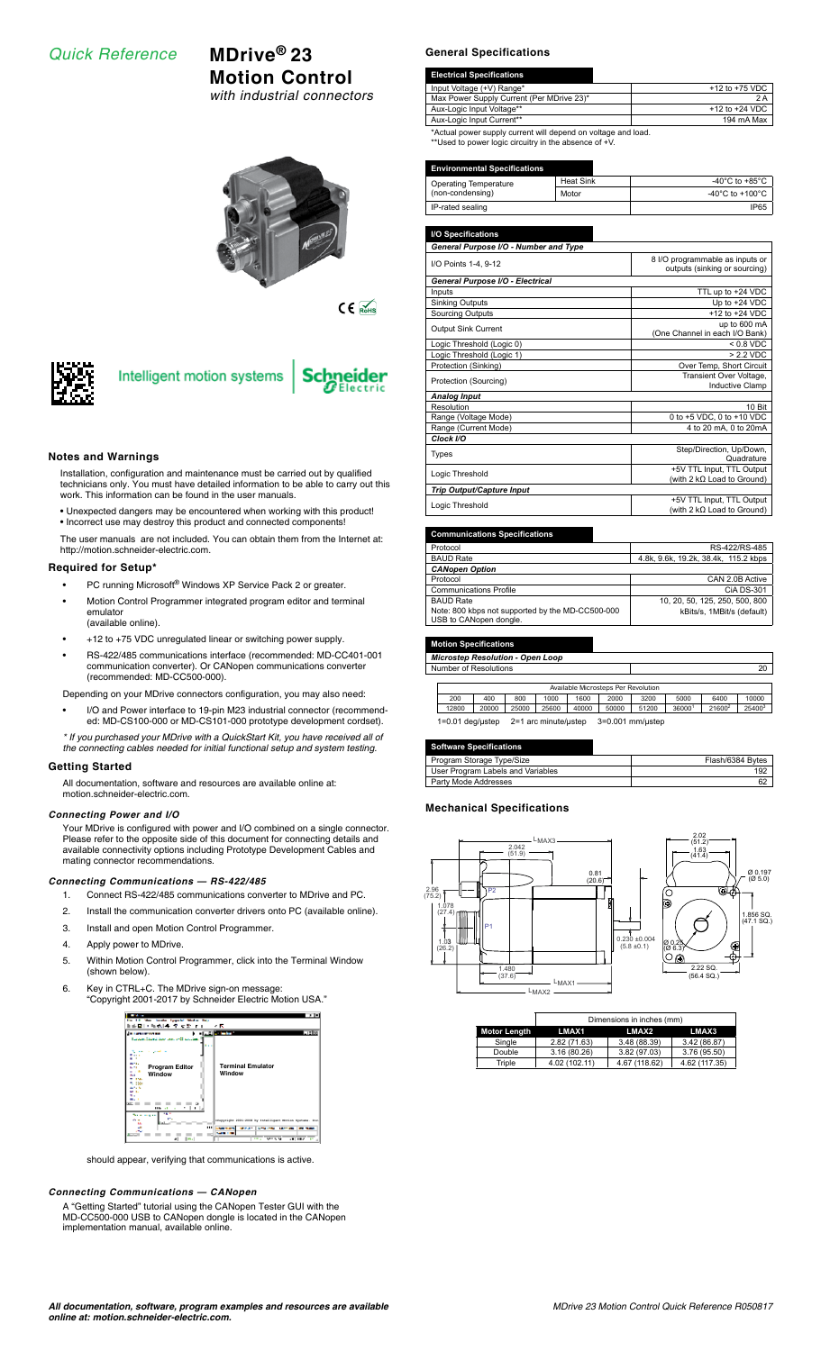# Quick Reference

# MDrive® 23 Motion Control

*with industrial connectors*

Intelligent motion systems | Schneider Electric

## Notes and Warnings

Installation, configuration and maintenance must be carried out by qualified technicians only. You must have detailed information to be able to carry out this work. This information can be found in the user manuals.

- Unexpected dangers may be encountered when working with this product!
- Incorrect use may destroy this product and connected components!

The user manuals are not included. You can obtain them from the Internet at: http://motion.schneider-electric.com.

## Required for Setup*

- PC running Microsoft® Windows XP Service Pack 2 or greater.
- Motion Control Programmer integrated program editor and terminal emulator (available online).
- +12 to +75 VDC unregulated linear or switching power supply.
- RS-422/485 communications interface (recommended: MD-CC401-001 communication converter). Or CANopen communications converter (recommended: MD-CC500-000).

Depending on your MDrive connectors configuration, you may also need:

- I/O and Power interface to 19-pin M23 industrial connector (recommended: MD-CS100-000 or MD-CS101-000 prototype development cordset).

*\* If you purchased your MDrive with a QuickStart Kit, you have received all of the connecting cables needed for initial functional setup and system testing.*

## Getting Started

All documentation, software and resources are available online at: motion.schneider-electric.com.

### Connecting Power and I/O

Your MDrive is configured with power and I/O combined on a single connector. Please refer to the opposite side of this document for connecting details and available connectivity options including Prototype Development Cables and mating connector recommendations.

### Connecting Communications — RS-422/485

1. Connect RS-422/485 communications converter to MDrive and PC.
2. Install the communication converter drivers onto PC (available online).
3. Install and open Motion Control Programmer.
4. Apply power to MDrive.
5. Within Motion Control Programmer, click into the Terminal Window (shown below).
6. Key in CTRL+C. The MDrive sign-on message: "Copyright 2001-2017 by Schneider Electric Motion USA."

Program Editor Window | Terminal Emulator Window

should appear, verifying that communications is active.

### Connecting Communications — CANopen

A "Getting Started" tutorial using the CANopen Tester GUI with the MD-CC500-000 USB to CANopen dongle is located in the CANopen implementation manual, available online.

## General Specifications

| Electrical Specifications | |
|---|---|
| Input Voltage (+V) Range* | +12 to +75 VDC |
| Max Power Supply Current (Per MDrive 23)* | 2 A |
| Aux-Logic Input Voltage** | +12 to +24 VDC |
| Aux-Logic Input Current** | 194 mA Max |

\*Actual power supply current will depend on voltage and load.
\*\*Used to power logic circuitry in the absence of +V.

| Environmental Specifications | | |
|---|---|---|
| Operating Temperature (non-condensing) | Heat Sink | -40°C to +85°C |
| | Motor | -40°C to +100°C |
| IP-rated sealing | | IP65 |

| I/O Specifications | |
|---|---|
| ***General Purpose I/O - Number and Type*** | |
| I/O Points 1-4, 9-12 | 8 I/O programmable as inputs or outputs (sinking or sourcing) |
| ***General Purpose I/O - Electrical*** | |
| Inputs | TTL up to +24 VDC |
| Sinking Outputs | Up to +24 VDC |
| Sourcing Outputs | +12 to +24 VDC |
| Output Sink Current | up to 600 mA (One Channel in each I/O Bank) |
| Logic Threshold (Logic 0) | < 0.8 VDC |
| Logic Threshold (Logic 1) | > 2.2 VDC |
| Protection (Sinking) | Over Temp, Short Circuit |
| Protection (Sourcing) | Transient Over Voltage, Inductive Clamp |
| ***Analog Input*** | |
| Resolution | 10 Bit |
| Range (Voltage Mode) | 0 to +5 VDC, 0 to +10 VDC |
| Range (Current Mode) | 4 to 20 mA, 0 to 20mA |
| ***Clock I/O*** | |
| Types | Step/Direction, Up/Down, Quadrature |
| Logic Threshold | +5V TTL Input, TTL Output (with 2 kΩ Load to Ground) |
| ***Trip Output/Capture Input*** | |
| Logic Threshold | +5V TTL Input, TTL Output (with 2 kΩ Load to Ground) |

| Communications Specifications | |
|---|---|
| Protocol | RS-422/RS-485 |
| BAUD Rate | 4.8k, 9.6k, 19.2k, 38.4k, 115.2 kbps |
| ***CANopen Option*** | |
| Protocol | CAN 2.0B Active |
| Communications Profile | CiA DS-301 |
| BAUD Rate<br>Note: 800 kbps not supported by the MD-CC500-000 USB to CANopen dongle. | 10, 20, 50, 125, 250, 500, 800 kBits/s, 1MBit/s (default) |

| Motion Specifications | |
|---|---|
| ***Microstep Resolution - Open Loop*** | |
| Number of Resolutions | 20 |

| Available Microsteps Per Revolution | | | | | | | | | |
|---|---|---|---|---|---|---|---|---|---|
| 200 | 400 | 800 | 1000 | 1600 | 2000 | 3200 | 5000 | 6400 | 10000 |
| 12800 | 20000 | 25000 | 25600 | 40000 | 50000 | 51200 | 36000[1] | 21600[2] | 25400[3] |

1=0.01 deg/µstep  2=1 arc minute/µstep  3=0.001 mm/µstep

| Software Specifications | |
|---|---|
| Program Storage Type/Size | Flash/6384 Bytes |
| User Program Labels and Variables | 192 |
| Party Mode Addresses | 62 |

## Mechanical Specifications

Dimensions shown in inches (mm): 2.042 (51.9); 0.81 (20.6); 2.96 (75.2); 1.078 (27.4); 1.03 (26.2); 1.480 (37.6); 0.230 ±0.004 (5.8 ±0.1); 2.02 (51.2); 1.63 (41.4); Ø 0.197 (Ø 5.0); 1.856 SQ. (47.1 SQ.); Ø 0.25 (Ø 6.3); 2.22 SQ. (56.4 SQ.); P1; P2; LMAX1; LMAX2; LMAX3

| | Dimensions in inches (mm) | | |
|---|---|---|---|
| **Motor Length** | **LMAX1** | **LMAX2** | **LMAX3** |
| Single | 2.82 (71.63) | 3.48 (88.39) | 3.42 (86.87) |
| Double | 3.16 (80.26) | 3.82 (97.03) | 3.76 (95.50) |
| Triple | 4.02 (102.11) | 4.67 (118.62) | 4.62 (117.35) |

***All documentation, software, program examples and resources are available online at: motion.schneider-electric.com.***

*MDrive 23 Motion Control Quick Reference R050817*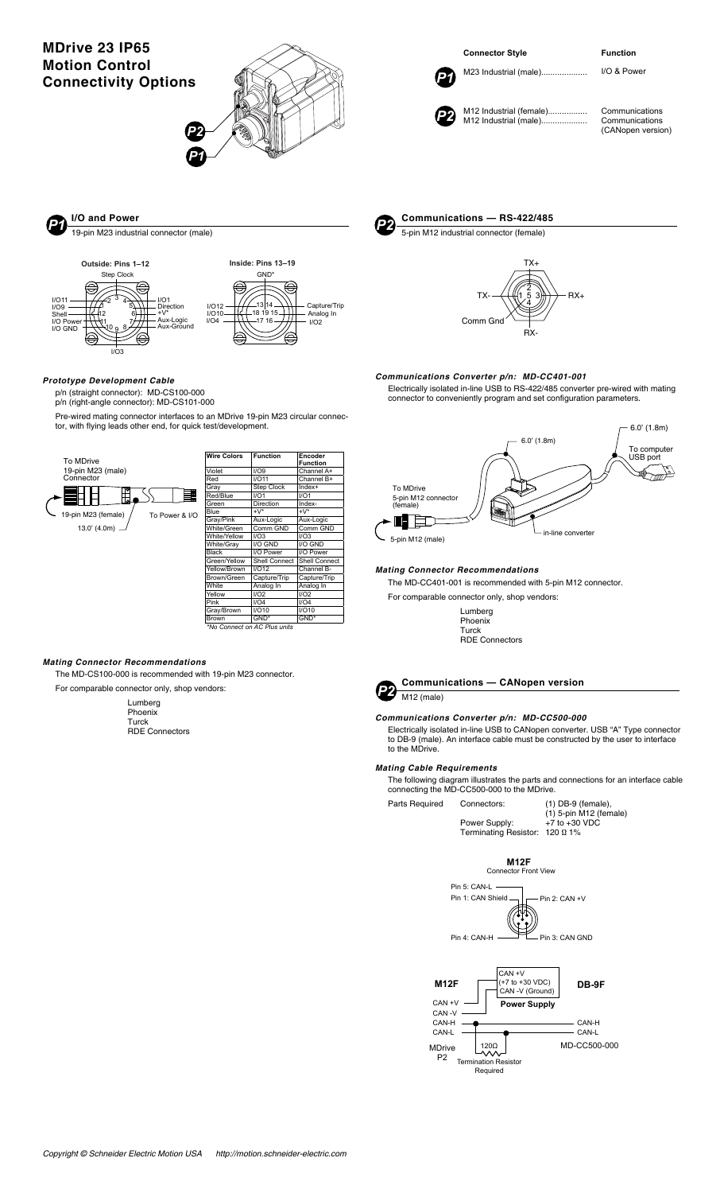# MDrive 23 IP65 Motion Control Connectivity Options

| Connector Style | Function |
|---|---|
| P1 M23 Industrial (male) | I/O & Power |
| P2 M12 Industrial (female) | Communications |
| M12 Industrial (male) | Communications (CANopen version) |

## P1 I/O and Power

19-pin M23 industrial connector (male)

Outside: Pins 1–12

Step Clock

I/O11
I/O9
Shell
I/O Power
I/O GND

I/O1
Direction
+V*
Aux-Logic
Aux-Ground

I/O3

Inside: Pins 13–19

GND*

I/O12
I/O10
I/O4

Capture/Trip
Analog In
I/O2

### *Prototype Development Cable*

p/n (straight connector): MD-CS100-000
p/n (right-angle connector): MD-CS101-000

Pre-wired mating connector interfaces to an MDrive 19-pin M23 circular connector, with flying leads other end, for quick test/development.

To MDrive
19-pin M23 (male)
Connector

19-pin M23 (female)

13.0' (4.0m)

To Power & I/O

| Wire Colors | Function | Encoder Function |
|---|---|---|
| Violet | I/O9 | Channel A+ |
| Red | I/O11 | Channel B+ |
| Gray | Step Clock | Index+ |
| Red/Blue | I/O1 | I/O1 |
| Green | Direction | Index- |
| Blue | +V* | +V* |
| Gray/Pink | Aux-Logic | Aux-Logic |
| White/Green | Comm GND | Comm GND |
| White/Yellow | I/O3 | I/O3 |
| White/Gray | I/O GND | I/O GND |
| Black | I/O Power | I/O Power |
| Green/Yellow | Shell Connect | Shell Connect |
| Yellow/Brown | I/O12 | Channel B- |
| Brown/Green | Capture/Trip | Capture/Trip |
| White | Analog In | Analog In |
| Yellow | I/O2 | I/O2 |
| Pink | I/O4 | I/O4 |
| Gray/Brown | I/O10 | I/O10 |
| Brown | GND* | GND* |

*No Connect on AC Plus units

### *Mating Connector Recommendations*

The MD-CS100-000 is recommended with 19-pin M23 connector.

For comparable connector only, shop vendors:

- Lumberg
- Phoenix
- Turck
- RDE Connectors

## P2 Communications — RS-422/485

5-pin M12 industrial connector (female)

TX+
TX-
RX+
Comm Gnd
RX-

### *Communications Converter p/n: MD-CC401-001*

Electrically isolated in-line USB to RS-422/485 converter pre-wired with mating connector to conveniently program and set configuration parameters.

6.0' (1.8m)
6.0' (1.8m)
To computer USB port
To MDrive
5-pin M12 connector (female)
in-line converter
5-pin M12 (male)

### *Mating Connector Recommendations*

The MD-CC401-001 is recommended with 5-pin M12 connector.

For comparable connector only, shop vendors:

- Lumberg
- Phoenix
- Turck
- RDE Connectors

## P2 Communications — CANopen version

M12 (male)

### *Communications Converter p/n: MD-CC500-000*

Electrically isolated in-line USB to CANopen converter. USB "A" Type connector to DB-9 (male). An interface cable must be constructed by the user to interface to the MDrive.

### *Mating Cable Requirements*

The following diagram illustrates the parts and connections for an interface cable connecting the MD-CC500-000 to the MDrive.

Parts Required
Connectors: (1) DB-9 (female), (1) 5-pin M12 (female)
Power Supply: +7 to +30 VDC
Terminating Resistor: 120 Ω 1%

**M12F**
Connector Front View

Pin 5: CAN-L
Pin 1: CAN Shield
Pin 2: CAN +V
Pin 4: CAN-H
Pin 3: CAN GND

M12F
CAN +V
CAN -V
CAN-H
CAN-L
MDrive P2

CAN +V (+7 to +30 VDC)
CAN -V (Ground)
Power Supply

DB-9F
CAN-H
CAN-L
MD-CC500-000

120Ω
Termination Resistor Required

*Copyright © Schneider Electric Motion USA http://motion.schneider-electric.com*